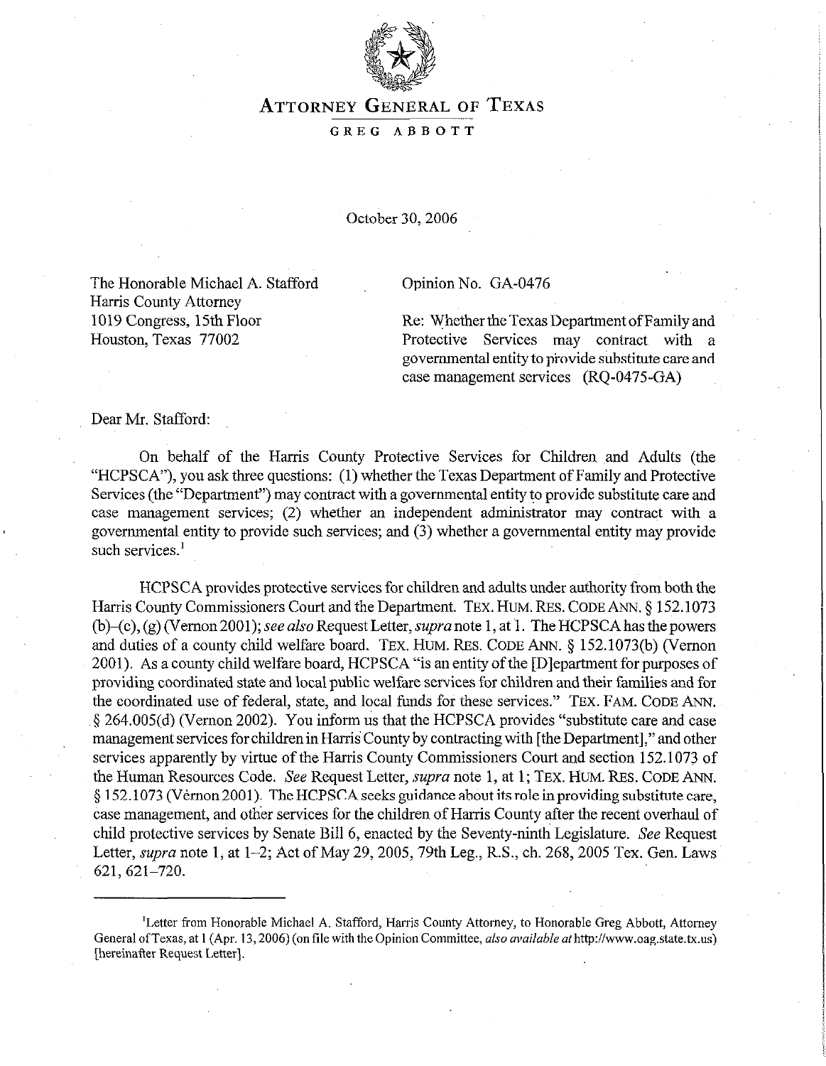# ATTORNEY GENERAL OF TEXAS

GREG ABBOTT

October 30, 2006

The Honorable Michael A. Stafford
Harris County Attorney
1019 Congress, 15th Floor
Houston, Texas 77002

Opinion No. GA-0476

Re: Whether the Texas Department of Family and Protective Services may contract with a governmental entity to provide substitute care and case management services (RQ-0475-GA)

Dear Mr. Stafford:

On behalf of the Harris County Protective Services for Children and Adults (the "HCPSCA"), you ask three questions: (1) whether the Texas Department of Family and Protective Services (the "Department") may contract with a governmental entity to provide substitute care and case management services; (2) whether an independent administrator may contract with a governmental entity to provide such services; and (3) whether a governmental entity may provide such services.[1]

HCPSCA provides protective services for children and adults under authority from both the Harris County Commissioners Court and the Department. TEX. HUM. RES. CODE ANN. § 152.1073 (b)–(c), (g) (Vernon 2001); *see also* Request Letter, *supra* note 1, at 1. The HCPSCA has the powers and duties of a county child welfare board. TEX. HUM. RES. CODE ANN. § 152.1073(b) (Vernon 2001). As a county child welfare board, HCPSCA "is an entity of the [D]epartment for purposes of providing coordinated state and local public welfare services for children and their families and for the coordinated use of federal, state, and local funds for these services." TEX. FAM. CODE ANN. § 264.005(d) (Vernon 2002). You inform us that the HCPSCA provides "substitute care and case management services for children in Harris County by contracting with [the Department]," and other services apparently by virtue of the Harris County Commissioners Court and section 152.1073 of the Human Resources Code. *See* Request Letter, *supra* note 1, at 1; TEX. HUM. RES. CODE ANN. § 152.1073 (Vernon 2001). The HCPSCA seeks guidance about its role in providing substitute care, case management, and other services for the children of Harris County after the recent overhaul of child protective services by Senate Bill 6, enacted by the Seventy-ninth Legislature. *See* Request Letter, *supra* note 1, at 1–2; Act of May 29, 2005, 79th Leg., R.S., ch. 268, 2005 Tex. Gen. Laws 621, 621–720.

[1]Letter from Honorable Michael A. Stafford, Harris County Attorney, to Honorable Greg Abbott, Attorney General of Texas, at 1 (Apr. 13, 2006) (on file with the Opinion Committee, *also available at* http://www.oag.state.tx.us) [hereinafter Request Letter].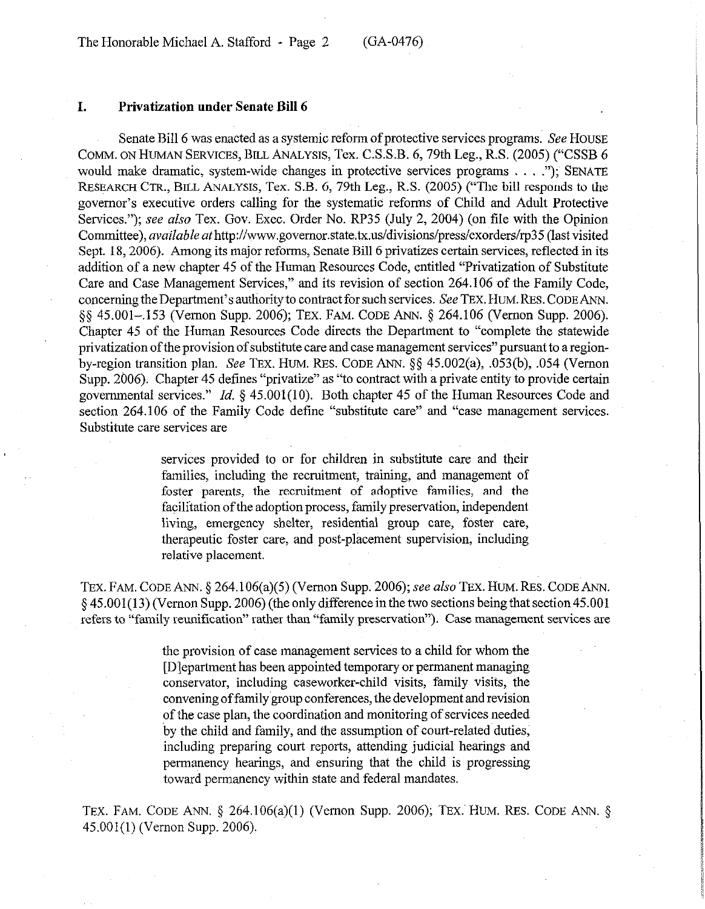## I. Privatization under Senate Bill 6

Senate Bill 6 was enacted as a systemic reform of protective services programs. *See* HOUSE COMM. ON HUMAN SERVICES, BILL ANALYSIS, Tex. C.S.S.B. 6, 79th Leg., R.S. (2005) ("CSSB 6 would make dramatic, system-wide changes in protective services programs . . . ."); SENATE RESEARCH CTR., BILL ANALYSIS, Tex. S.B. 6, 79th Leg., R.S. (2005) ("The bill responds to the governor's executive orders calling for the systematic reforms of Child and Adult Protective Services."); *see also* Tex. Gov. Exec. Order No. RP35 (July 2, 2004) (on file with the Opinion Committee), *available at* http://www.governor.state.tx.us/divisions/press/exorders/rp35 (last visited Sept. 18, 2006). Among its major reforms, Senate Bill 6 privatizes certain services, reflected in its addition of a new chapter 45 of the Human Resources Code, entitled "Privatization of Substitute Care and Case Management Services," and its revision of section 264.106 of the Family Code, concerning the Department's authority to contract for such services. *See* TEX. HUM. RES. CODE ANN. §§ 45.001–.153 (Vernon Supp. 2006); TEX. FAM. CODE ANN. § 264.106 (Vernon Supp. 2006). Chapter 45 of the Human Resources Code directs the Department to "complete the statewide privatization of the provision of substitute care and case management services" pursuant to a region-by-region transition plan. *See* TEX. HUM. RES. CODE ANN. §§ 45.002(a), .053(b), .054 (Vernon Supp. 2006). Chapter 45 defines "privatize" as "to contract with a private entity to provide certain governmental services." *Id.* § 45.001(10). Both chapter 45 of the Human Resources Code and section 264.106 of the Family Code define "substitute care" and "case management services. Substitute care services are

> services provided to or for children in substitute care and their families, including the recruitment, training, and management of foster parents, the recruitment of adoptive families, and the facilitation of the adoption process, family preservation, independent living, emergency shelter, residential group care, foster care, therapeutic foster care, and post-placement supervision, including relative placement.

TEX. FAM. CODE ANN. § 264.106(a)(5) (Vernon Supp. 2006); *see also* TEX. HUM. RES. CODE ANN. § 45.001(13) (Vernon Supp. 2006) (the only difference in the two sections being that section 45.001 refers to "family reunification" rather than "family preservation"). Case management services are

> the provision of case management services to a child for whom the [D]epartment has been appointed temporary or permanent managing conservator, including caseworker-child visits, family visits, the convening of family group conferences, the development and revision of the case plan, the coordination and monitoring of services needed by the child and family, and the assumption of court-related duties, including preparing court reports, attending judicial hearings and permanency hearings, and ensuring that the child is progressing toward permanency within state and federal mandates.

TEX. FAM. CODE ANN. § 264.106(a)(1) (Vernon Supp. 2006); TEX. HUM. RES. CODE ANN. § 45.001(1) (Vernon Supp. 2006).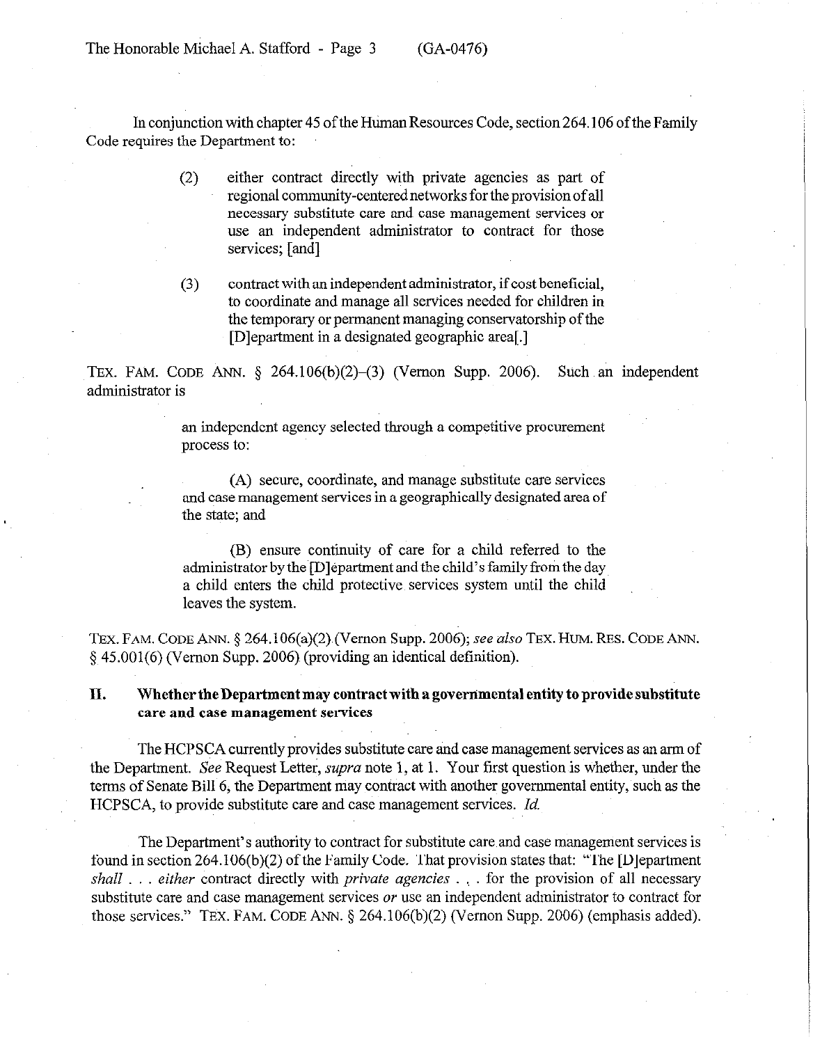In conjunction with chapter 45 of the Human Resources Code, section 264.106 of the Family Code requires the Department to:

> (2) either contract directly with private agencies as part of regional community-centered networks for the provision of all necessary substitute care and case management services or use an independent administrator to contract for those services; [and]
>
> (3) contract with an independent administrator, if cost beneficial, to coordinate and manage all services needed for children in the temporary or permanent managing conservatorship of the [D]epartment in a designated geographic area[.]

TEX. FAM. CODE ANN. § 264.106(b)(2)–(3) (Vernon Supp. 2006). Such an independent administrator is

> an independent agency selected through a competitive procurement process to:
>
> (A) secure, coordinate, and manage substitute care services and case management services in a geographically designated area of the state; and
>
> (B) ensure continuity of care for a child referred to the administrator by the [D]epartment and the child's family from the day a child enters the child protective services system until the child leaves the system.

TEX. FAM. CODE ANN. § 264.106(a)(2) (Vernon Supp. 2006); *see also* TEX. HUM. RES. CODE ANN. § 45.001(6) (Vernon Supp. 2006) (providing an identical definition).

## II. Whether the Department may contract with a governmental entity to provide substitute care and case management services

The HCPSCA currently provides substitute care and case management services as an arm of the Department. *See* Request Letter, *supra* note 1, at 1. Your first question is whether, under the terms of Senate Bill 6, the Department may contract with another governmental entity, such as the HCPSCA, to provide substitute care and case management services. *Id.*

The Department's authority to contract for substitute care and case management services is found in section 264.106(b)(2) of the Family Code. That provision states that: "The [D]epartment *shall* . . . *either* contract directly with *private agencies* . . . for the provision of all necessary substitute care and case management services *or* use an independent administrator to contract for those services." TEX. FAM. CODE ANN. § 264.106(b)(2) (Vernon Supp. 2006) (emphasis added).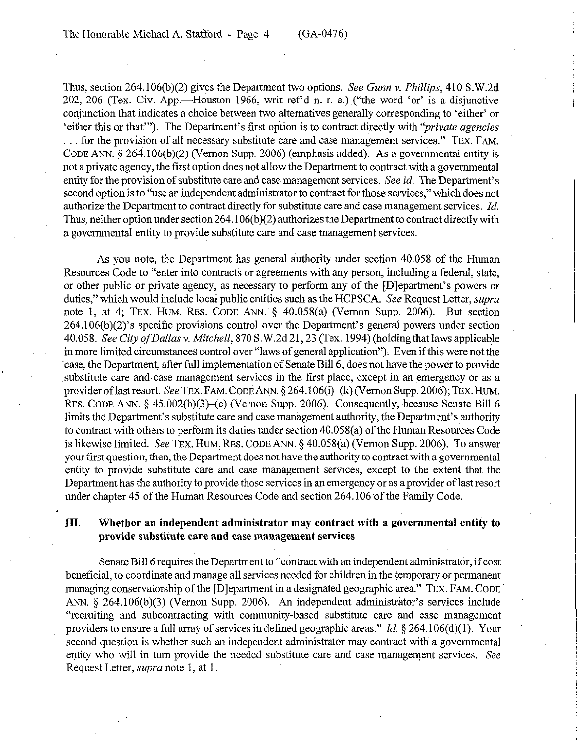Thus, section 264.106(b)(2) gives the Department two options. *See Gunn v. Phillips*, 410 S.W.2d 202, 206 (Tex. Civ. App.—Houston 1966, writ ref'd n. r. e.) ("the word 'or' is a disjunctive conjunction that indicates a choice between two alternatives generally corresponding to 'either' or 'either this or that'"). The Department's first option is to contract directly with "*private agencies* . . . for the provision of all necessary substitute care and case management services." TEX. FAM. CODE ANN. § 264.106(b)(2) (Vernon Supp. 2006) (emphasis added). As a governmental entity is not a private agency, the first option does not allow the Department to contract with a governmental entity for the provision of substitute care and case management services. *See id.* The Department's second option is to "use an independent administrator to contract for those services," which does not authorize the Department to contract directly for substitute care and case management services. *Id.* Thus, neither option under section 264.106(b)(2) authorizes the Department to contract directly with a governmental entity to provide substitute care and case management services.

As you note, the Department has general authority under section 40.058 of the Human Resources Code to "enter into contracts or agreements with any person, including a federal, state, or other public or private agency, as necessary to perform any of the [D]epartment's powers or duties," which would include local public entities such as the HCPSCA. *See* Request Letter, *supra* note 1, at 4; TEX. HUM. RES. CODE ANN. § 40.058(a) (Vernon Supp. 2006). But section 264.106(b)(2)'s specific provisions control over the Department's general powers under section 40.058. *See City of Dallas v. Mitchell*, 870 S.W.2d 21, 23 (Tex. 1994) (holding that laws applicable in more limited circumstances control over "laws of general application"). Even if this were not the case, the Department, after full implementation of Senate Bill 6, does not have the power to provide substitute care and case management services in the first place, except in an emergency or as a provider of last resort. *See* TEX. FAM. CODE ANN. § 264.106(i)–(k) (Vernon Supp. 2006); TEX. HUM. RES. CODE ANN. § 45.002(b)(3)–(e) (Vernon Supp. 2006). Consequently, because Senate Bill 6 limits the Department's substitute care and case management authority, the Department's authority to contract with others to perform its duties under section 40.058(a) of the Human Resources Code is likewise limited. *See* TEX. HUM. RES. CODE ANN. § 40.058(a) (Vernon Supp. 2006). To answer your first question, then, the Department does not have the authority to contract with a governmental entity to provide substitute care and case management services, except to the extent that the Department has the authority to provide those services in an emergency or as a provider of last resort under chapter 45 of the Human Resources Code and section 264.106 of the Family Code.

## III. Whether an independent administrator may contract with a governmental entity to provide substitute care and case management services

Senate Bill 6 requires the Department to "contract with an independent administrator, if cost beneficial, to coordinate and manage all services needed for children in the temporary or permanent managing conservatorship of the [D]epartment in a designated geographic area." TEX. FAM. CODE ANN. § 264.106(b)(3) (Vernon Supp. 2006). An independent administrator's services include "recruiting and subcontracting with community-based substitute care and case management providers to ensure a full array of services in defined geographic areas." *Id.* § 264.106(d)(1). Your second question is whether such an independent administrator may contract with a governmental entity who will in turn provide the needed substitute care and case management services. *See* Request Letter, *supra* note 1, at 1.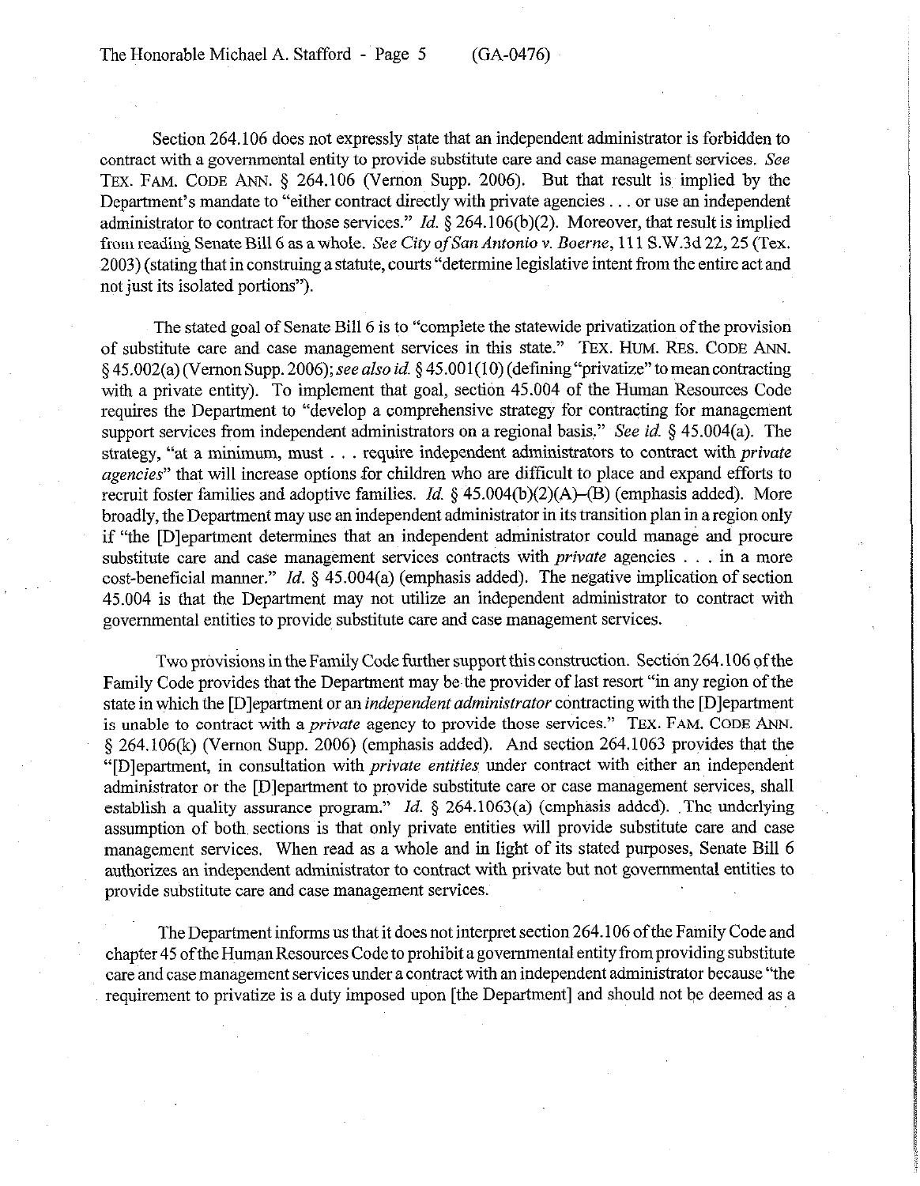Section 264.106 does not expressly state that an independent administrator is forbidden to contract with a governmental entity to provide substitute care and case management services. *See* TEX. FAM. CODE ANN. § 264.106 (Vernon Supp. 2006). But that result is implied by the Department's mandate to "either contract directly with private agencies . . . or use an independent administrator to contract for those services." *Id.* § 264.106(b)(2). Moreover, that result is implied from reading Senate Bill 6 as a whole. *See City of San Antonio v. Boerne*, 111 S.W.3d 22, 25 (Tex. 2003) (stating that in construing a statute, courts "determine legislative intent from the entire act and not just its isolated portions").

The stated goal of Senate Bill 6 is to "complete the statewide privatization of the provision of substitute care and case management services in this state." TEX. HUM. RES. CODE ANN. § 45.002(a) (Vernon Supp. 2006); *see also id.* § 45.001(10) (defining "privatize" to mean contracting with a private entity). To implement that goal, section 45.004 of the Human Resources Code requires the Department to "develop a comprehensive strategy for contracting for management support services from independent administrators on a regional basis." *See id.* § 45.004(a). The strategy, "at a minimum, must . . . require independent administrators to contract with *private agencies*" that will increase options for children who are difficult to place and expand efforts to recruit foster families and adoptive families. *Id.* § 45.004(b)(2)(A)–(B) (emphasis added). More broadly, the Department may use an independent administrator in its transition plan in a region only if "the [D]epartment determines that an independent administrator could manage and procure substitute care and case management services contracts with *private* agencies . . . in a more cost-beneficial manner." *Id.* § 45.004(a) (emphasis added). The negative implication of section 45.004 is that the Department may not utilize an independent administrator to contract with governmental entities to provide substitute care and case management services.

Two provisions in the Family Code further support this construction. Section 264.106 of the Family Code provides that the Department may be the provider of last resort "in any region of the state in which the [D]epartment or an *independent administrator* contracting with the [D]epartment is unable to contract with a *private* agency to provide those services." TEX. FAM. CODE ANN. § 264.106(k) (Vernon Supp. 2006) (emphasis added). And section 264.1063 provides that the "[D]epartment, in consultation with *private entities* under contract with either an independent administrator or the [D]epartment to provide substitute care or case management services, shall establish a quality assurance program." *Id.* § 264.1063(a) (emphasis added). The underlying assumption of both sections is that only private entities will provide substitute care and case management services. When read as a whole and in light of its stated purposes, Senate Bill 6 authorizes an independent administrator to contract with private but not governmental entities to provide substitute care and case management services.

The Department informs us that it does not interpret section 264.106 of the Family Code and chapter 45 of the Human Resources Code to prohibit a governmental entity from providing substitute care and case management services under a contract with an independent administrator because "the requirement to privatize is a duty imposed upon [the Department] and should not be deemed as a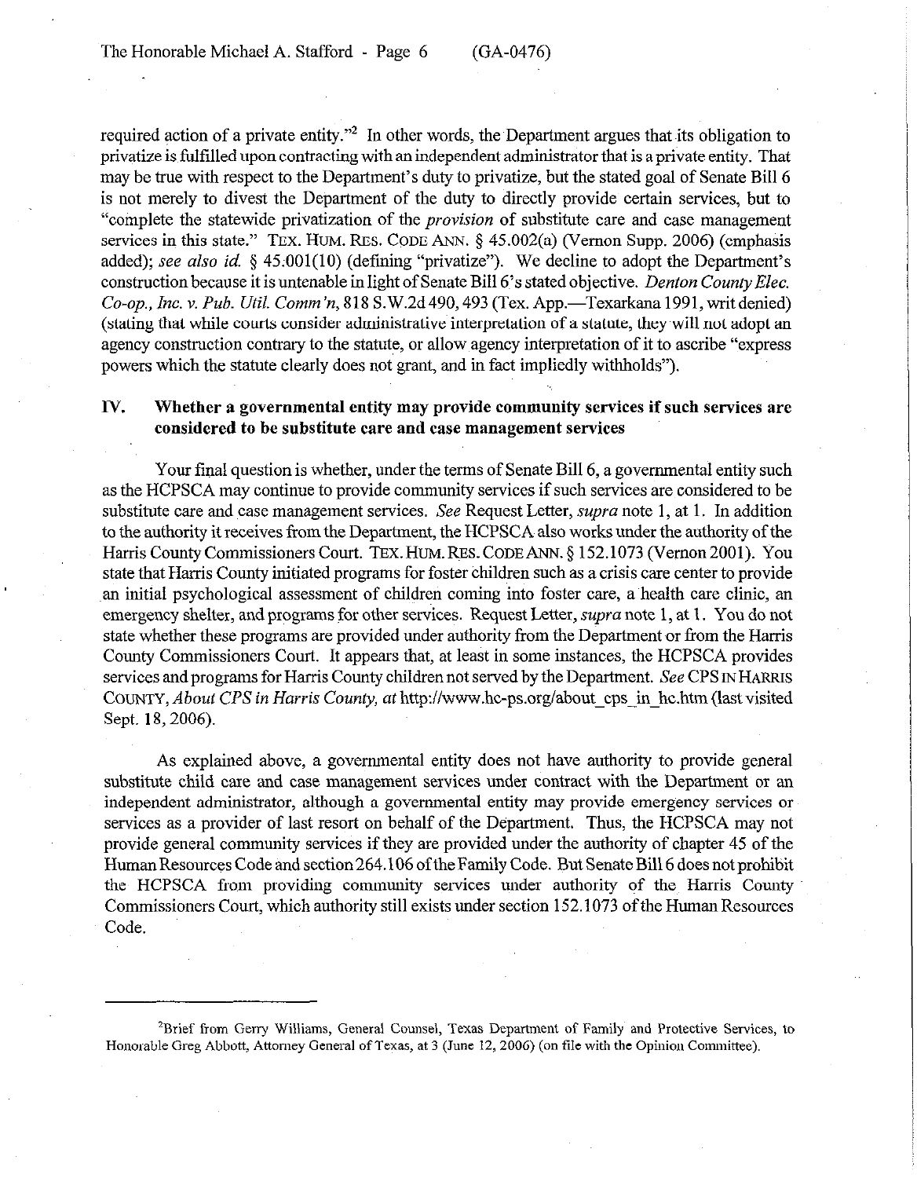required action of a private entity."[2] In other words, the Department argues that its obligation to privatize is fulfilled upon contracting with an independent administrator that is a private entity. That may be true with respect to the Department's duty to privatize, but the stated goal of Senate Bill 6 is not merely to divest the Department of the duty to directly provide certain services, but to "complete the statewide privatization of the *provision* of substitute care and case management services in this state." TEX. HUM. RES. CODE ANN. § 45.002(a) (Vernon Supp. 2006) (emphasis added); *see also id.* § 45.001(10) (defining "privatize"). We decline to adopt the Department's construction because it is untenable in light of Senate Bill 6's stated objective. *Denton County Elec. Co-op., Inc. v. Pub. Util. Comm'n*, 818 S.W.2d 490, 493 (Tex. App.—Texarkana 1991, writ denied) (stating that while courts consider administrative interpretation of a statute, they will not adopt an agency construction contrary to the statute, or allow agency interpretation of it to ascribe "express powers which the statute clearly does not grant, and in fact impliedly withholds").

## IV. Whether a governmental entity may provide community services if such services are considered to be substitute care and case management services

Your final question is whether, under the terms of Senate Bill 6, a governmental entity such as the HCPSCA may continue to provide community services if such services are considered to be substitute care and case management services. *See* Request Letter, *supra* note 1, at 1. In addition to the authority it receives from the Department, the HCPSCA also works under the authority of the Harris County Commissioners Court. TEX. HUM. RES. CODE ANN. § 152.1073 (Vernon 2001). You state that Harris County initiated programs for foster children such as a crisis care center to provide an initial psychological assessment of children coming into foster care, a health care clinic, an emergency shelter, and programs for other services. Request Letter, *supra* note 1, at 1. You do not state whether these programs are provided under authority from the Department or from the Harris County Commissioners Court. It appears that, at least in some instances, the HCPSCA provides services and programs for Harris County children not served by the Department. *See* CPS IN HARRIS COUNTY, *About CPS in Harris County*, *at* http://www.hc-ps.org/about_cps_in_hc.htm (last visited Sept. 18, 2006).

As explained above, a governmental entity does not have authority to provide general substitute child care and case management services under contract with the Department or an independent administrator, although a governmental entity may provide emergency services or services as a provider of last resort on behalf of the Department. Thus, the HCPSCA may not provide general community services if they are provided under the authority of chapter 45 of the Human Resources Code and section 264.106 of the Family Code. But Senate Bill 6 does not prohibit the HCPSCA from providing community services under authority of the Harris County Commissioners Court, which authority still exists under section 152.1073 of the Human Resources Code.

---

[2]Brief from Gerry Williams, General Counsel, Texas Department of Family and Protective Services, to Honorable Greg Abbott, Attorney General of Texas, at 3 (June 12, 2006) (on file with the Opinion Committee).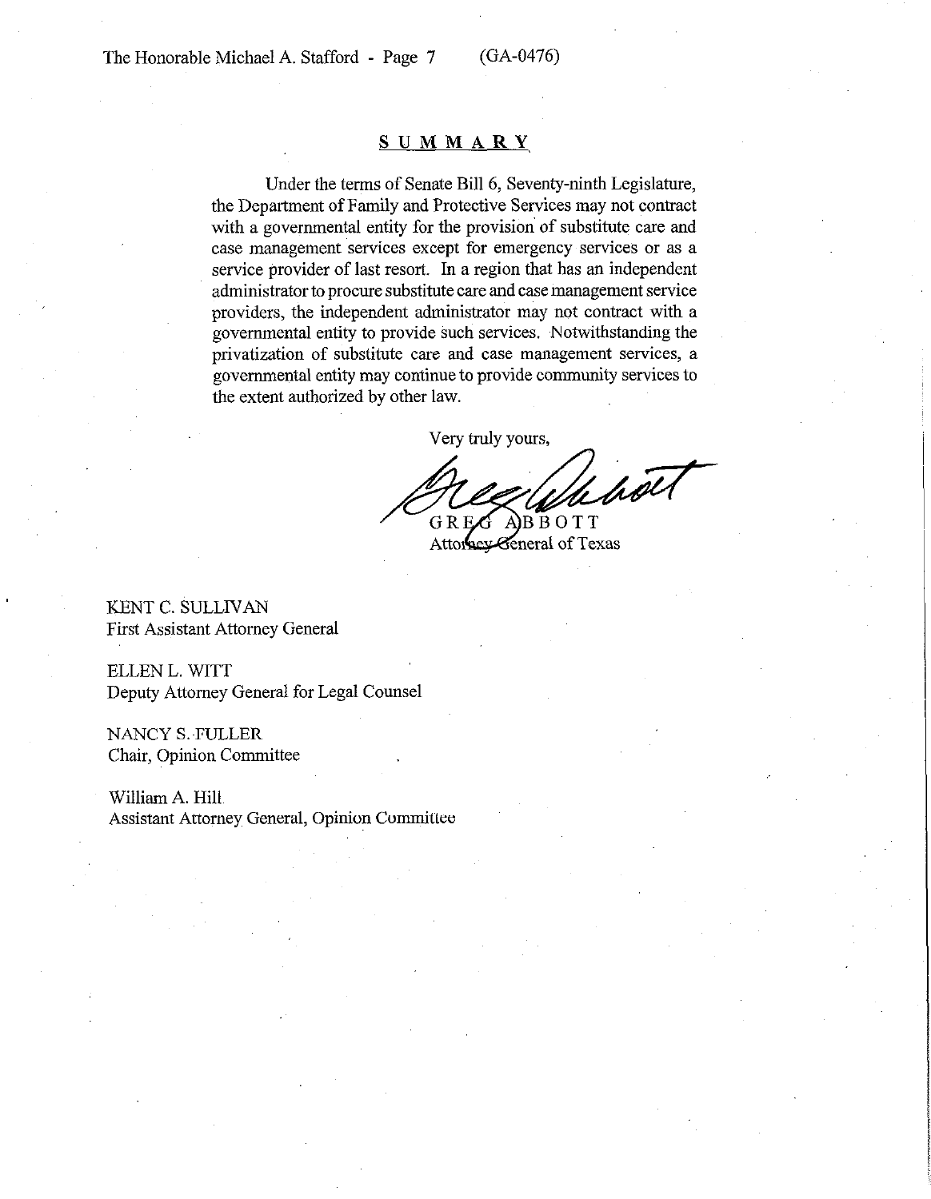## SUMMARY

Under the terms of Senate Bill 6, Seventy-ninth Legislature, the Department of Family and Protective Services may not contract with a governmental entity for the provision of substitute care and case management services except for emergency services or as a service provider of last resort. In a region that has an independent administrator to procure substitute care and case management service providers, the independent administrator may not contract with a governmental entity to provide such services. Notwithstanding the privatization of substitute care and case management services, a governmental entity may continue to provide community services to the extent authorized by other law.

Very truly yours,

GREG ABBOTT
Attorney General of Texas

KENT C. SULLIVAN
First Assistant Attorney General

ELLEN L. WITT
Deputy Attorney General for Legal Counsel

NANCY S. FULLER
Chair, Opinion Committee

William A. Hill
Assistant Attorney General, Opinion Committee